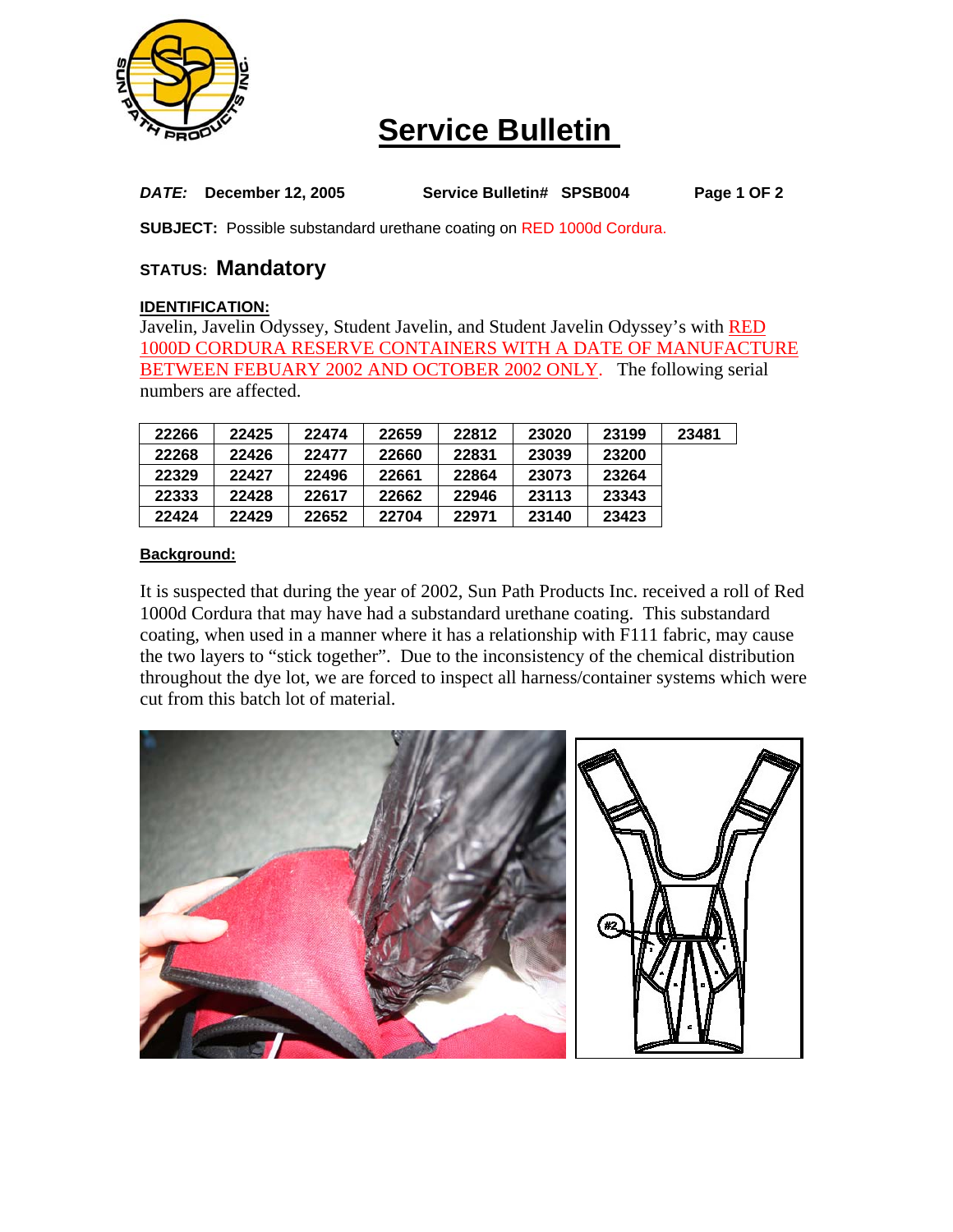# Service Bulletin

***DATE:*** **December 12, 2005** **Service Bulletin# SPSB004**

**SUBJECT:** Possible substandard urethane coating on RED 1000d Cordura.

**STATUS: Mandatory**

**IDENTIFICATION:**

Javelin, Javelin Odyssey, Student Javelin, and Student Javelin Odyssey's with RED 1000D CORDURA RESERVE CONTAINERS WITH A DATE OF MANUFACTURE BETWEEN FEBUARY 2002 AND OCTOBER 2002 ONLY. The following serial numbers are affected.

| | | | | | | | |
|---|---|---|---|---|---|---|---|
| 22266 | 22425 | 22474 | 22659 | 22812 | 23020 | 23199 | 23481 |
| 22268 | 22426 | 22477 | 22660 | 22831 | 23039 | 23200 | |
| 22329 | 22427 | 22496 | 22661 | 22864 | 23073 | 23264 | |
| 22333 | 22428 | 22617 | 22662 | 22946 | 23113 | 23343 | |
| 22424 | 22429 | 22652 | 22704 | 22971 | 23140 | 23423 | |

**Background:**

It is suspected that during the year of 2002, Sun Path Products Inc. received a roll of Red 1000d Cordura that may have had a substandard urethane coating. This substandard coating, when used in a manner where it has a relationship with F111 fabric, may cause the two layers to "stick together". Due to the inconsistency of the chemical distribution throughout the dye lot, we are forced to inspect all harness/container systems which were cut from this batch lot of material.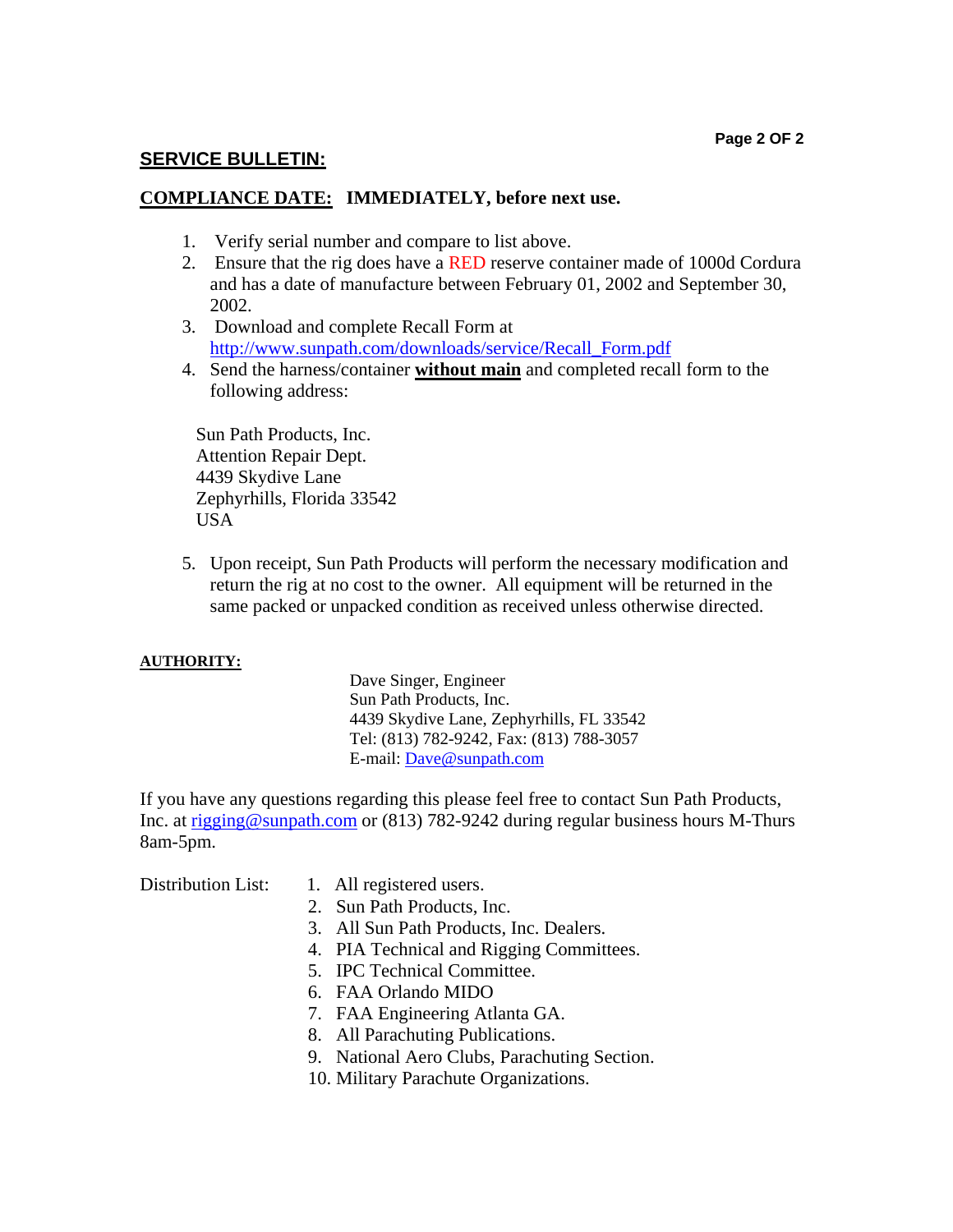## SERVICE BULLETIN:

**COMPLIANCE DATE:** **IMMEDIATELY, before next use.**

1. Verify serial number and compare to list above.
2. Ensure that the rig does have a RED reserve container made of 1000d Cordura and has a date of manufacture between February 01, 2002 and September 30, 2002.
3. Download and complete Recall Form at http://www.sunpath.com/downloads/service/Recall_Form.pdf
4. Send the harness/container **without main** and completed recall form to the following address:

   Sun Path Products, Inc.
   Attention Repair Dept.
   4439 Skydive Lane
   Zephyrhills, Florida 33542
   USA

5. Upon receipt, Sun Path Products will perform the necessary modification and return the rig at no cost to the owner. All equipment will be returned in the same packed or unpacked condition as received unless otherwise directed.

**AUTHORITY:**

Dave Singer, Engineer
Sun Path Products, Inc.
4439 Skydive Lane, Zephyrhills, FL 33542
Tel: (813) 782-9242, Fax: (813) 788-3057
E-mail: Dave@sunpath.com

If you have any questions regarding this please feel free to contact Sun Path Products, Inc. at rigging@sunpath.com or (813) 782-9242 during regular business hours M-Thurs 8am-5pm.

Distribution List:

1. All registered users.
2. Sun Path Products, Inc.
3. All Sun Path Products, Inc. Dealers.
4. PIA Technical and Rigging Committees.
5. IPC Technical Committee.
6. FAA Orlando MIDO
7. FAA Engineering Atlanta GA.
8. All Parachuting Publications.
9. National Aero Clubs, Parachuting Section.
10. Military Parachute Organizations.